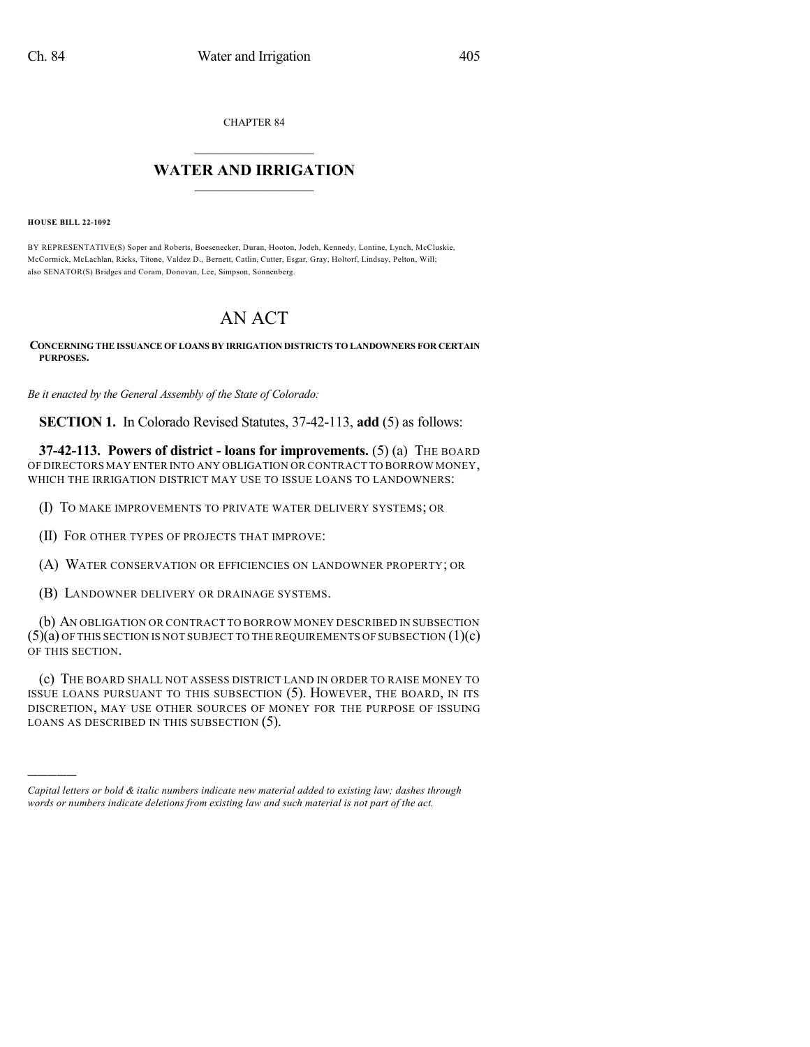CHAPTER 84

# WATER AND IRRIGATION

**HOUSE BILL 22-1092**

BY REPRESENTATIVE(S) Soper and Roberts, Boesenecker, Duran, Hooton, Jodeh, Kennedy, Lontine, Lynch, McCluskie, McCormick, McLachlan, Ricks, Titone, Valdez D., Bernett, Catlin, Cutter, Esgar, Gray, Holtorf, Lindsay, Pelton, Will; also SENATOR(S) Bridges and Coram, Donovan, Lee, Simpson, Sonnenberg.

# AN ACT

**CONCERNING THE ISSUANCE OF LOANS BY IRRIGATION DISTRICTS TO LANDOWNERS FOR CERTAIN PURPOSES.**

*Be it enacted by the General Assembly of the State of Colorado:*

**SECTION 1.** In Colorado Revised Statutes, 37-42-113, **add** (5) as follows:

**37-42-113. Powers of district - loans for improvements.** (5) (a) THE BOARD OF DIRECTORS MAY ENTER INTO ANY OBLIGATION OR CONTRACT TO BORROW MONEY, WHICH THE IRRIGATION DISTRICT MAY USE TO ISSUE LOANS TO LANDOWNERS:

(I) TO MAKE IMPROVEMENTS TO PRIVATE WATER DELIVERY SYSTEMS; OR

(II) FOR OTHER TYPES OF PROJECTS THAT IMPROVE:

(A) WATER CONSERVATION OR EFFICIENCIES ON LANDOWNER PROPERTY; OR

(B) LANDOWNER DELIVERY OR DRAINAGE SYSTEMS.

(b) AN OBLIGATION OR CONTRACT TO BORROW MONEY DESCRIBED IN SUBSECTION (5)(a) OF THIS SECTION IS NOT SUBJECT TO THE REQUIREMENTS OF SUBSECTION (1)(c) OF THIS SECTION.

(c) THE BOARD SHALL NOT ASSESS DISTRICT LAND IN ORDER TO RAISE MONEY TO ISSUE LOANS PURSUANT TO THIS SUBSECTION (5). HOWEVER, THE BOARD, IN ITS DISCRETION, MAY USE OTHER SOURCES OF MONEY FOR THE PURPOSE OF ISSUING LOANS AS DESCRIBED IN THIS SUBSECTION (5).

---

*Capital letters or bold & italic numbers indicate new material added to existing law; dashes through words or numbers indicate deletions from existing law and such material is not part of the act.*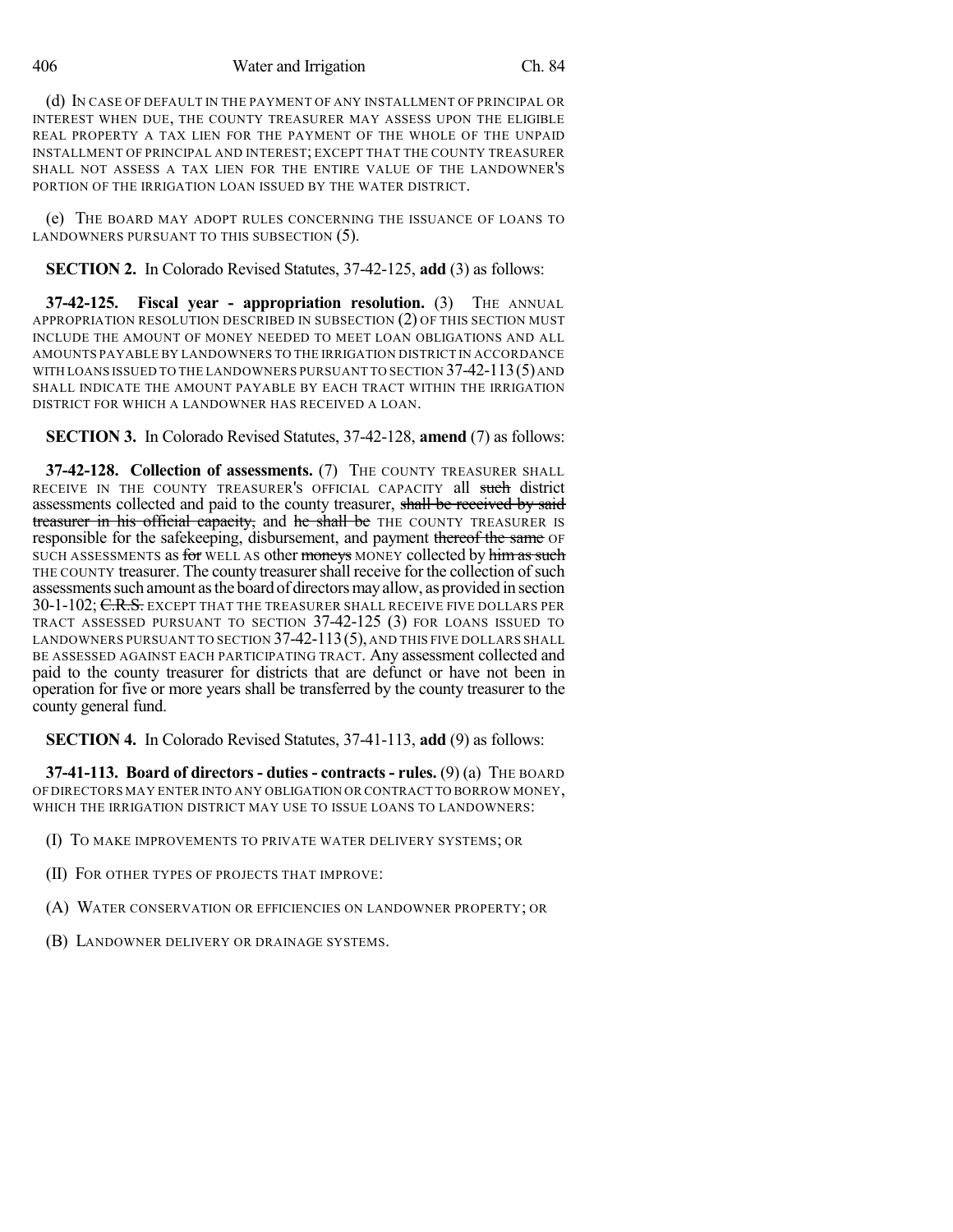(d) IN CASE OF DEFAULT IN THE PAYMENT OF ANY INSTALLMENT OF PRINCIPAL OR INTEREST WHEN DUE, THE COUNTY TREASURER MAY ASSESS UPON THE ELIGIBLE REAL PROPERTY A TAX LIEN FOR THE PAYMENT OF THE WHOLE OF THE UNPAID INSTALLMENT OF PRINCIPAL AND INTEREST; EXCEPT THAT THE COUNTY TREASURER SHALL NOT ASSESS A TAX LIEN FOR THE ENTIRE VALUE OF THE LANDOWNER'S PORTION OF THE IRRIGATION LOAN ISSUED BY THE WATER DISTRICT.

(e) THE BOARD MAY ADOPT RULES CONCERNING THE ISSUANCE OF LOANS TO LANDOWNERS PURSUANT TO THIS SUBSECTION (5).

**SECTION 2.** In Colorado Revised Statutes, 37-42-125, **add** (3) as follows:

**37-42-125. Fiscal year - appropriation resolution.** (3) THE ANNUAL APPROPRIATION RESOLUTION DESCRIBED IN SUBSECTION (2) OF THIS SECTION MUST INCLUDE THE AMOUNT OF MONEY NEEDED TO MEET LOAN OBLIGATIONS AND ALL AMOUNTS PAYABLE BY LANDOWNERS TO THE IRRIGATION DISTRICT IN ACCORDANCE WITH LOANS ISSUED TO THE LANDOWNERS PURSUANT TO SECTION 37-42-113 (5) AND SHALL INDICATE THE AMOUNT PAYABLE BY EACH TRACT WITHIN THE IRRIGATION DISTRICT FOR WHICH A LANDOWNER HAS RECEIVED A LOAN.

**SECTION 3.** In Colorado Revised Statutes, 37-42-128, **amend** (7) as follows:

**37-42-128. Collection of assessments.** (7) THE COUNTY TREASURER SHALL RECEIVE IN THE COUNTY TREASURER'S OFFICIAL CAPACITY all ~~such~~ district assessments collected and paid to the county treasurer, ~~shall be received by said treasurer in his official capacity,~~ and ~~he shall be~~ THE COUNTY TREASURER IS responsible for the safekeeping, disbursement, and payment ~~thereof the same~~ OF SUCH ASSESSMENTS as ~~for~~ WELL AS other ~~moneys~~ MONEY collected by ~~him as such~~ THE COUNTY treasurer. The county treasurer shall receive for the collection of such assessments such amount as the board of directors may allow, as provided in section 30-1-102; ~~C.R.S.~~ EXCEPT THAT THE TREASURER SHALL RECEIVE FIVE DOLLARS PER TRACT ASSESSED PURSUANT TO SECTION 37-42-125 (3) FOR LOANS ISSUED TO LANDOWNERS PURSUANT TO SECTION 37-42-113 (5), AND THIS FIVE DOLLARS SHALL BE ASSESSED AGAINST EACH PARTICIPATING TRACT. Any assessment collected and paid to the county treasurer for districts that are defunct or have not been in operation for five or more years shall be transferred by the county treasurer to the county general fund.

**SECTION 4.** In Colorado Revised Statutes, 37-41-113, **add** (9) as follows:

**37-41-113. Board of directors - duties - contracts - rules.** (9) (a) THE BOARD OF DIRECTORS MAY ENTER INTO ANY OBLIGATION OR CONTRACT TO BORROW MONEY, WHICH THE IRRIGATION DISTRICT MAY USE TO ISSUE LOANS TO LANDOWNERS:

(I) TO MAKE IMPROVEMENTS TO PRIVATE WATER DELIVERY SYSTEMS; OR

(II) FOR OTHER TYPES OF PROJECTS THAT IMPROVE:

(A) WATER CONSERVATION OR EFFICIENCIES ON LANDOWNER PROPERTY; OR

(B) LANDOWNER DELIVERY OR DRAINAGE SYSTEMS.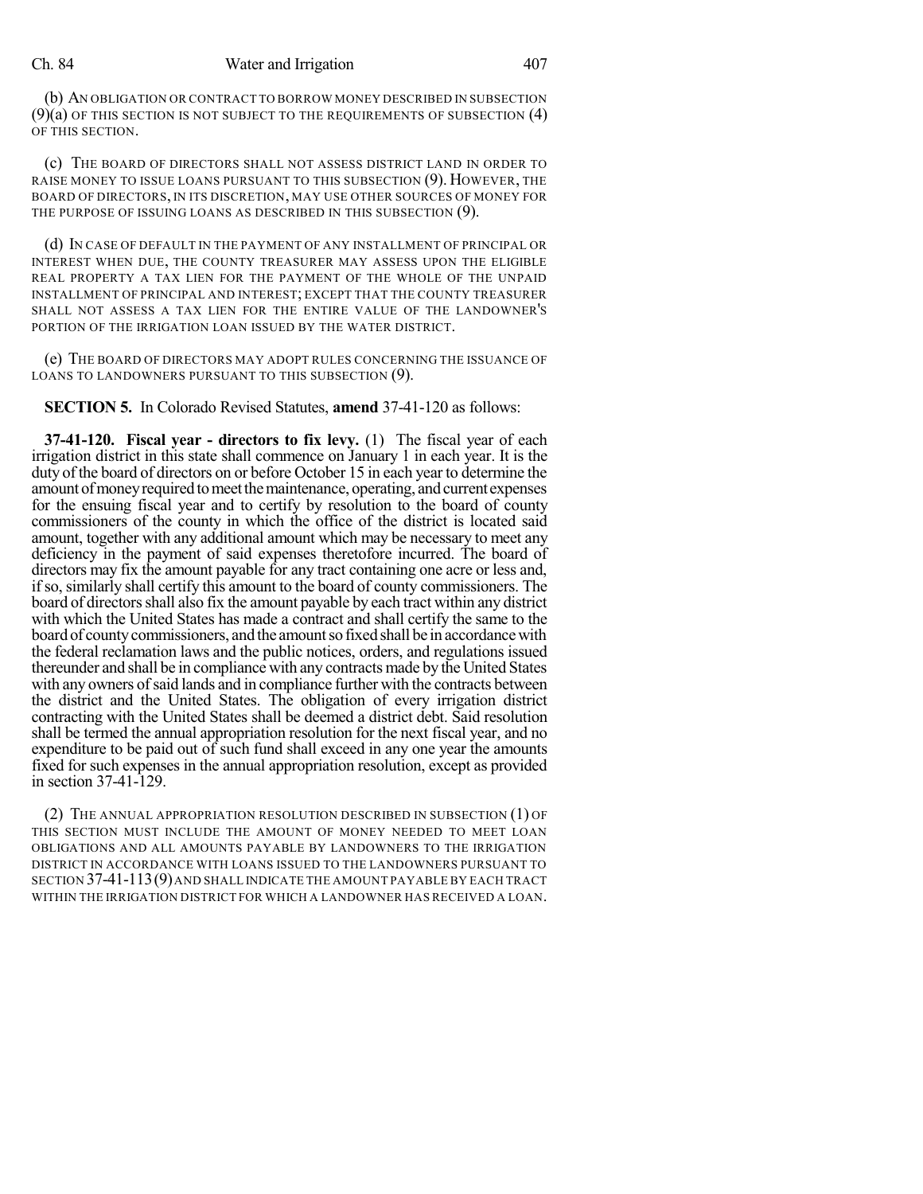(b) AN OBLIGATION OR CONTRACT TO BORROW MONEY DESCRIBED IN SUBSECTION (9)(a) OF THIS SECTION IS NOT SUBJECT TO THE REQUIREMENTS OF SUBSECTION (4) OF THIS SECTION.

(c) THE BOARD OF DIRECTORS SHALL NOT ASSESS DISTRICT LAND IN ORDER TO RAISE MONEY TO ISSUE LOANS PURSUANT TO THIS SUBSECTION (9). HOWEVER, THE BOARD OF DIRECTORS, IN ITS DISCRETION, MAY USE OTHER SOURCES OF MONEY FOR THE PURPOSE OF ISSUING LOANS AS DESCRIBED IN THIS SUBSECTION (9).

(d) IN CASE OF DEFAULT IN THE PAYMENT OF ANY INSTALLMENT OF PRINCIPAL OR INTEREST WHEN DUE, THE COUNTY TREASURER MAY ASSESS UPON THE ELIGIBLE REAL PROPERTY A TAX LIEN FOR THE PAYMENT OF THE WHOLE OF THE UNPAID INSTALLMENT OF PRINCIPAL AND INTEREST; EXCEPT THAT THE COUNTY TREASURER SHALL NOT ASSESS A TAX LIEN FOR THE ENTIRE VALUE OF THE LANDOWNER'S PORTION OF THE IRRIGATION LOAN ISSUED BY THE WATER DISTRICT.

(e) THE BOARD OF DIRECTORS MAY ADOPT RULES CONCERNING THE ISSUANCE OF LOANS TO LANDOWNERS PURSUANT TO THIS SUBSECTION (9).

**SECTION 5.** In Colorado Revised Statutes, **amend** 37-41-120 as follows:

**37-41-120. Fiscal year - directors to fix levy.** (1) The fiscal year of each irrigation district in this state shall commence on January 1 in each year. It is the duty of the board of directors on or before October 15 in each year to determine the amount of money required to meet the maintenance, operating, and current expenses for the ensuing fiscal year and to certify by resolution to the board of county commissioners of the county in which the office of the district is located said amount, together with any additional amount which may be necessary to meet any deficiency in the payment of said expenses theretofore incurred. The board of directors may fix the amount payable for any tract containing one acre or less and, if so, similarly shall certify this amount to the board of county commissioners. The board of directors shall also fix the amount payable by each tract within any district with which the United States has made a contract and shall certify the same to the board of county commissioners, and the amount so fixed shall be in accordance with the federal reclamation laws and the public notices, orders, and regulations issued thereunder and shall be in compliance with any contracts made by the United States with any owners of said lands and in compliance further with the contracts between the district and the United States. The obligation of every irrigation district contracting with the United States shall be deemed a district debt. Said resolution shall be termed the annual appropriation resolution for the next fiscal year, and no expenditure to be paid out of such fund shall exceed in any one year the amounts fixed for such expenses in the annual appropriation resolution, except as provided in section 37-41-129.

(2) THE ANNUAL APPROPRIATION RESOLUTION DESCRIBED IN SUBSECTION (1) OF THIS SECTION MUST INCLUDE THE AMOUNT OF MONEY NEEDED TO MEET LOAN OBLIGATIONS AND ALL AMOUNTS PAYABLE BY LANDOWNERS TO THE IRRIGATION DISTRICT IN ACCORDANCE WITH LOANS ISSUED TO THE LANDOWNERS PURSUANT TO SECTION 37-41-113 (9) AND SHALL INDICATE THE AMOUNT PAYABLE BY EACH TRACT WITHIN THE IRRIGATION DISTRICT FOR WHICH A LANDOWNER HAS RECEIVED A LOAN.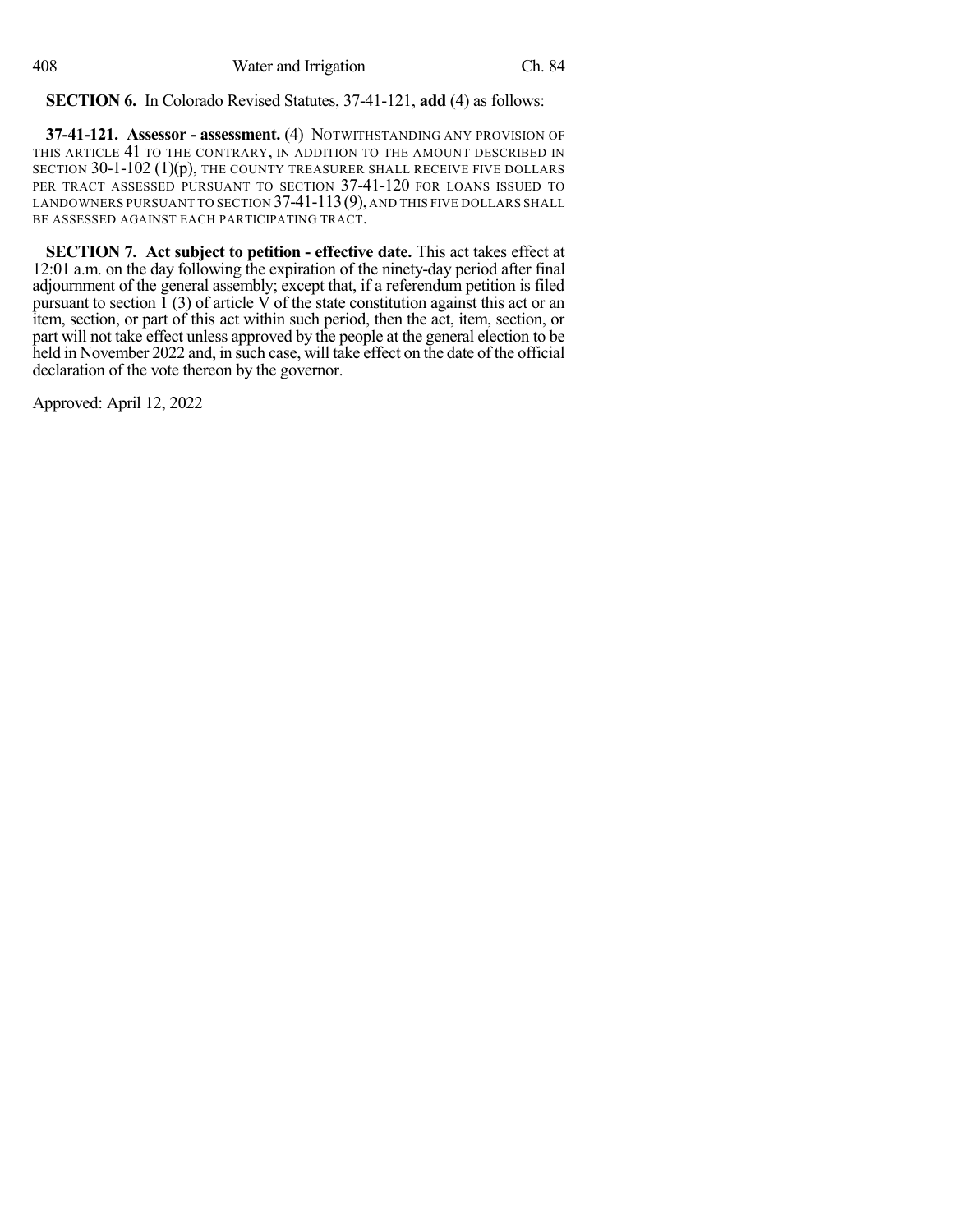**SECTION 6.** In Colorado Revised Statutes, 37-41-121, **add** (4) as follows:

**37-41-121. Assessor - assessment.** (4) NOTWITHSTANDING ANY PROVISION OF THIS ARTICLE 41 TO THE CONTRARY, IN ADDITION TO THE AMOUNT DESCRIBED IN SECTION 30-1-102 (1)(p), THE COUNTY TREASURER SHALL RECEIVE FIVE DOLLARS PER TRACT ASSESSED PURSUANT TO SECTION 37-41-120 FOR LOANS ISSUED TO LANDOWNERS PURSUANT TO SECTION 37-41-113 (9), AND THIS FIVE DOLLARS SHALL BE ASSESSED AGAINST EACH PARTICIPATING TRACT.

**SECTION 7. Act subject to petition - effective date.** This act takes effect at 12:01 a.m. on the day following the expiration of the ninety-day period after final adjournment of the general assembly; except that, if a referendum petition is filed pursuant to section 1 (3) of article V of the state constitution against this act or an item, section, or part of this act within such period, then the act, item, section, or part will not take effect unless approved by the people at the general election to be held in November 2022 and, in such case, will take effect on the date of the official declaration of the vote thereon by the governor.

Approved: April 12, 2022